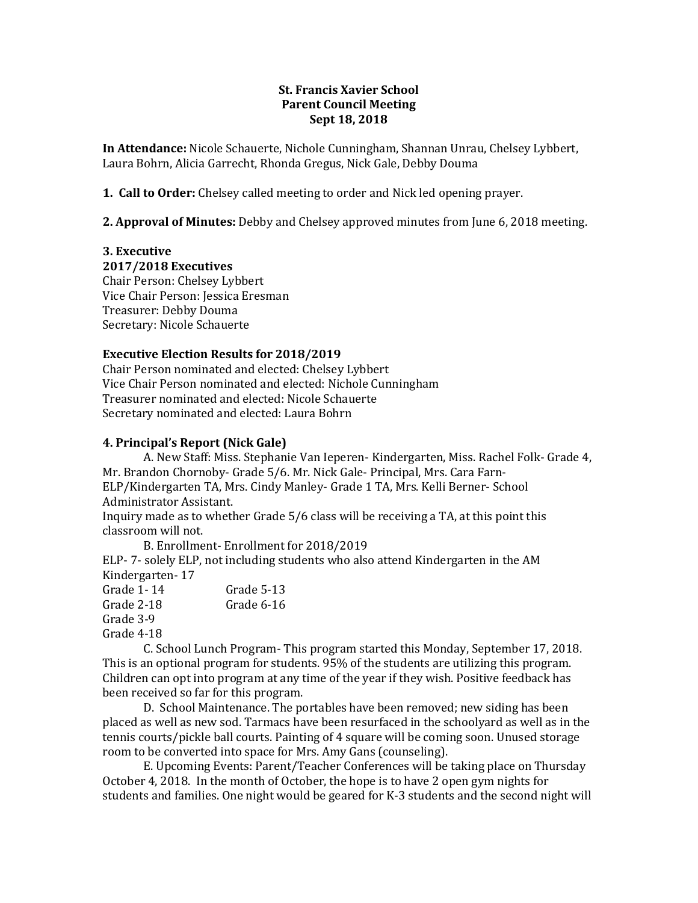**St. Francis Xavier School**
**Parent Council Meeting**
**Sept 18, 2018**

**In Attendance:** Nicole Schauerte, Nichole Cunningham, Shannan Unrau, Chelsey Lybbert, Laura Bohrn, Alicia Garrecht, Rhonda Gregus, Nick Gale, Debby Douma

**1. Call to Order:** Chelsey called meeting to order and Nick led opening prayer.

**2. Approval of Minutes:** Debby and Chelsey approved minutes from June 6, 2018 meeting.

**3. Executive**
**2017/2018 Executives**
Chair Person: Chelsey Lybbert
Vice Chair Person: Jessica Eresman
Treasurer: Debby Douma
Secretary: Nicole Schauerte

**Executive Election Results for 2018/2019**
Chair Person nominated and elected: Chelsey Lybbert
Vice Chair Person nominated and elected: Nichole Cunningham
Treasurer nominated and elected: Nicole Schauerte
Secretary nominated and elected: Laura Bohrn

**4. Principal's Report (Nick Gale)**

A. New Staff: Miss. Stephanie Van Ieperen- Kindergarten, Miss. Rachel Folk- Grade 4, Mr. Brandon Chornoby- Grade 5/6. Mr. Nick Gale- Principal, Mrs. Cara Farn- ELP/Kindergarten TA, Mrs. Cindy Manley- Grade 1 TA, Mrs. Kelli Berner- School Administrator Assistant.
Inquiry made as to whether Grade 5/6 class will be receiving a TA, at this point this classroom will not.

B. Enrollment- Enrollment for 2018/2019
ELP- 7- solely ELP, not including students who also attend Kindergarten in the AM
Kindergarten- 17
Grade 1- 14
Grade 2-18
Grade 3-9
Grade 4-18
Grade 5-13
Grade 6-16

C. School Lunch Program- This program started this Monday, September 17, 2018. This is an optional program for students. 95% of the students are utilizing this program. Children can opt into program at any time of the year if they wish. Positive feedback has been received so far for this program.

D. School Maintenance. The portables have been removed; new siding has been placed as well as new sod. Tarmacs have been resurfaced in the schoolyard as well as in the tennis courts/pickle ball courts. Painting of 4 square will be coming soon. Unused storage room to be converted into space for Mrs. Amy Gans (counseling).

E. Upcoming Events: Parent/Teacher Conferences will be taking place on Thursday October 4, 2018. In the month of October, the hope is to have 2 open gym nights for students and families. One night would be geared for K-3 students and the second night will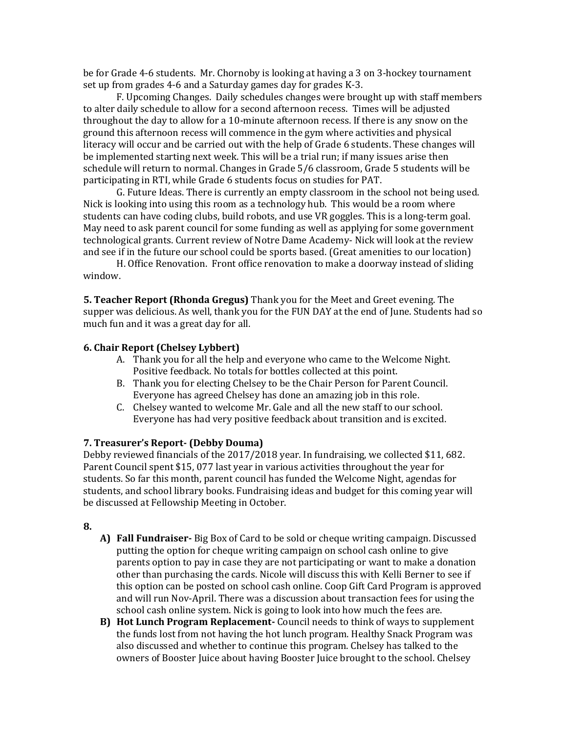be for Grade 4-6 students. Mr. Chornoby is looking at having a 3 on 3-hockey tournament set up from grades 4-6 and a Saturday games day for grades K-3.

F. Upcoming Changes. Daily schedules changes were brought up with staff members to alter daily schedule to allow for a second afternoon recess. Times will be adjusted throughout the day to allow for a 10-minute afternoon recess. If there is any snow on the ground this afternoon recess will commence in the gym where activities and physical literacy will occur and be carried out with the help of Grade 6 students. These changes will be implemented starting next week. This will be a trial run; if many issues arise then schedule will return to normal. Changes in Grade 5/6 classroom, Grade 5 students will be participating in RTI, while Grade 6 students focus on studies for PAT.

G. Future Ideas. There is currently an empty classroom in the school not being used. Nick is looking into using this room as a technology hub. This would be a room where students can have coding clubs, build robots, and use VR goggles. This is a long-term goal. May need to ask parent council for some funding as well as applying for some government technological grants. Current review of Notre Dame Academy- Nick will look at the review and see if in the future our school could be sports based. (Great amenities to our location)

H. Office Renovation. Front office renovation to make a doorway instead of sliding window.

**5. Teacher Report (Rhonda Gregus)** Thank you for the Meet and Greet evening. The supper was delicious. As well, thank you for the FUN DAY at the end of June. Students had so much fun and it was a great day for all.

**6. Chair Report (Chelsey Lybbert)**

A. Thank you for all the help and everyone who came to the Welcome Night. Positive feedback. No totals for bottles collected at this point.

B. Thank you for electing Chelsey to be the Chair Person for Parent Council. Everyone has agreed Chelsey has done an amazing job in this role.

C. Chelsey wanted to welcome Mr. Gale and all the new staff to our school. Everyone has had very positive feedback about transition and is excited.

**7. Treasurer's Report- (Debby Douma)**

Debby reviewed financials of the 2017/2018 year. In fundraising, we collected $11, 682. Parent Council spent $15, 077 last year in various activities throughout the year for students. So far this month, parent council has funded the Welcome Night, agendas for students, and school library books. Fundraising ideas and budget for this coming year will be discussed at Fellowship Meeting in October.

**8.**

**A) Fall Fundraiser-** Big Box of Card to be sold or cheque writing campaign. Discussed putting the option for cheque writing campaign on school cash online to give parents option to pay in case they are not participating or want to make a donation other than purchasing the cards. Nicole will discuss this with Kelli Berner to see if this option can be posted on school cash online. Coop Gift Card Program is approved and will run Nov-April. There was a discussion about transaction fees for using the school cash online system. Nick is going to look into how much the fees are.

**B) Hot Lunch Program Replacement-** Council needs to think of ways to supplement the funds lost from not having the hot lunch program. Healthy Snack Program was also discussed and whether to continue this program. Chelsey has talked to the owners of Booster Juice about having Booster Juice brought to the school. Chelsey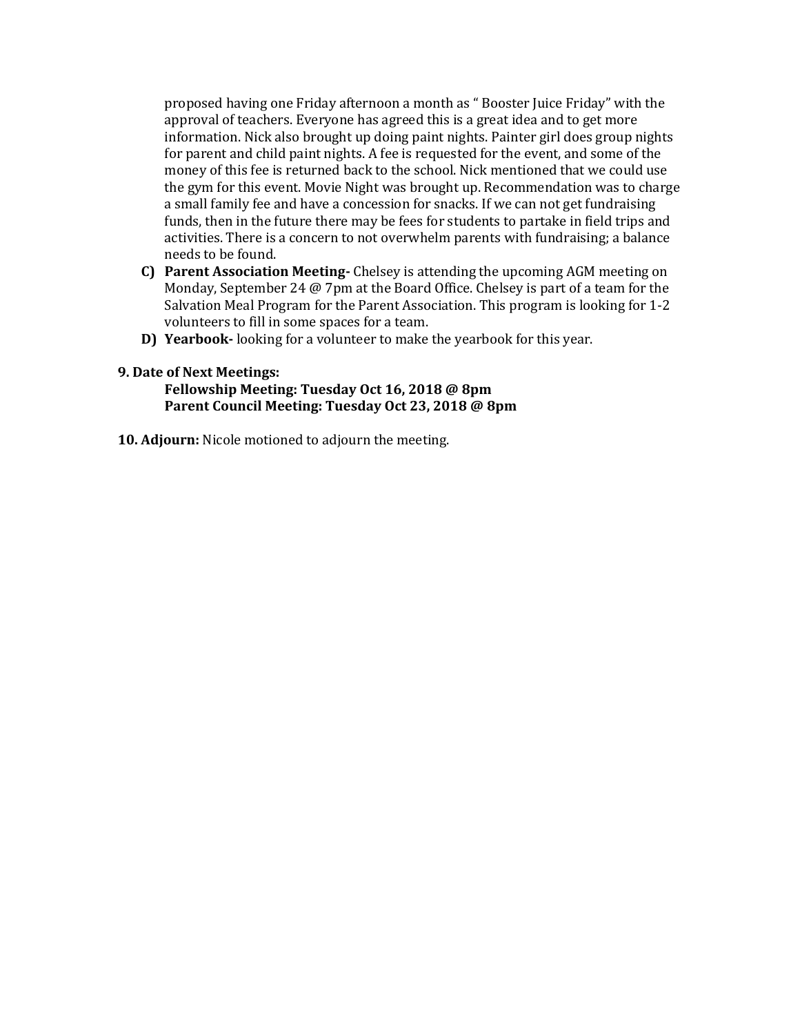proposed having one Friday afternoon a month as " Booster Juice Friday" with the approval of teachers. Everyone has agreed this is a great idea and to get more information. Nick also brought up doing paint nights. Painter girl does group nights for parent and child paint nights. A fee is requested for the event, and some of the money of this fee is returned back to the school. Nick mentioned that we could use the gym for this event. Movie Night was brought up. Recommendation was to charge a small family fee and have a concession for snacks. If we can not get fundraising funds, then in the future there may be fees for students to partake in field trips and activities. There is a concern to not overwhelm parents with fundraising; a balance needs to be found.

C) **Parent Association Meeting-** Chelsey is attending the upcoming AGM meeting on Monday, September 24 @ 7pm at the Board Office. Chelsey is part of a team for the Salvation Meal Program for the Parent Association. This program is looking for 1-2 volunteers to fill in some spaces for a team.

D) **Yearbook-** looking for a volunteer to make the yearbook for this year.

**9. Date of Next Meetings:**

**Fellowship Meeting: Tuesday Oct 16, 2018 @ 8pm**
**Parent Council Meeting: Tuesday Oct 23, 2018 @ 8pm**

**10. Adjourn:** Nicole motioned to adjourn the meeting.